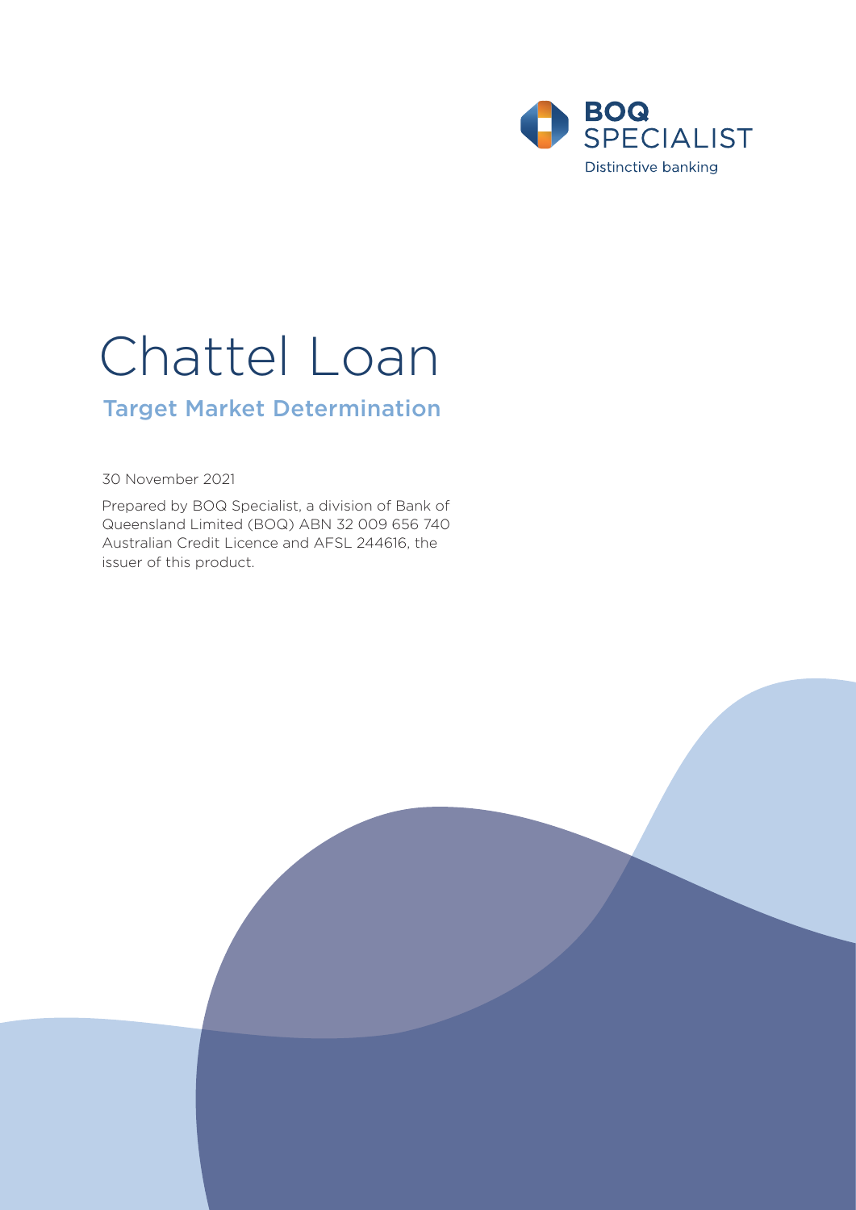BOQ SPECIALIST

Distinctive banking

# Chattel Loan

## Target Market Determination

30 November 2021

Prepared by BOQ Specialist, a division of Bank of Queensland Limited (BOQ) ABN 32 009 656 740 Australian Credit Licence and AFSL 244616, the issuer of this product.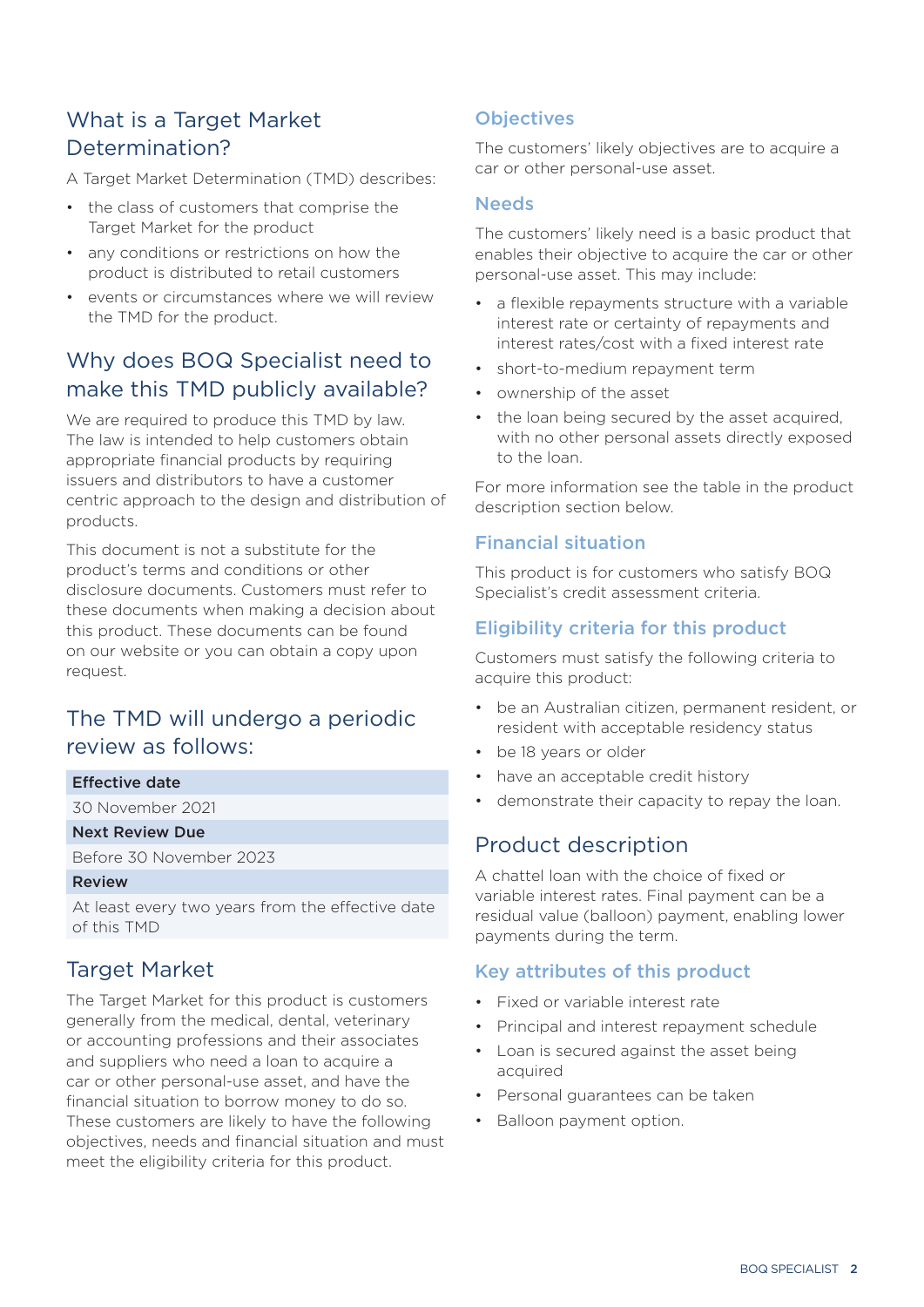## What is a Target Market Determination?

A Target Market Determination (TMD) describes:

- the class of customers that comprise the Target Market for the product
- any conditions or restrictions on how the product is distributed to retail customers
- events or circumstances where we will review the TMD for the product.

## Why does BOQ Specialist need to make this TMD publicly available?

We are required to produce this TMD by law. The law is intended to help customers obtain appropriate financial products by requiring issuers and distributors to have a customer centric approach to the design and distribution of products.

This document is not a substitute for the product's terms and conditions or other disclosure documents. Customers must refer to these documents when making a decision about this product. These documents can be found on our website or you can obtain a copy upon request.

## The TMD will undergo a periodic review as follows:

| |
|---|
| **Effective date** |
| 30 November 2021 |
| **Next Review Due** |
| Before 30 November 2023 |
| **Review** |
| At least every two years from the effective date of this TMD |

## Target Market

The Target Market for this product is customers generally from the medical, dental, veterinary or accounting professions and their associates and suppliers who need a loan to acquire a car or other personal-use asset, and have the financial situation to borrow money to do so. These customers are likely to have the following objectives, needs and financial situation and must meet the eligibility criteria for this product.

### Objectives

The customers' likely objectives are to acquire a car or other personal-use asset.

### Needs

The customers' likely need is a basic product that enables their objective to acquire the car or other personal-use asset. This may include:

- a flexible repayments structure with a variable interest rate or certainty of repayments and interest rates/cost with a fixed interest rate
- short-to-medium repayment term
- ownership of the asset
- the loan being secured by the asset acquired, with no other personal assets directly exposed to the loan.

For more information see the table in the product description section below.

### Financial situation

This product is for customers who satisfy BOQ Specialist's credit assessment criteria.

### Eligibility criteria for this product

Customers must satisfy the following criteria to acquire this product:

- be an Australian citizen, permanent resident, or resident with acceptable residency status
- be 18 years or older
- have an acceptable credit history
- demonstrate their capacity to repay the loan.

## Product description

A chattel loan with the choice of fixed or variable interest rates. Final payment can be a residual value (balloon) payment, enabling lower payments during the term.

### Key attributes of this product

- Fixed or variable interest rate
- Principal and interest repayment schedule
- Loan is secured against the asset being acquired
- Personal guarantees can be taken
- Balloon payment option.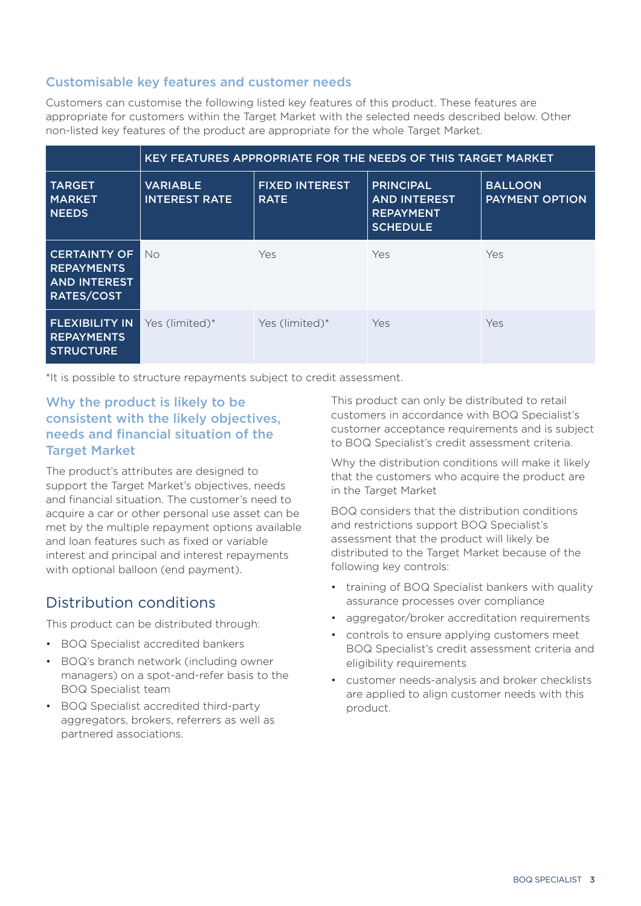### Customisable key features and customer needs

Customers can customise the following listed key features of this product. These features are appropriate for customers within the Target Market with the selected needs described below. Other non-listed key features of the product are appropriate for the whole Target Market.

| | KEY FEATURES APPROPRIATE FOR THE NEEDS OF THIS TARGET MARKET | | | |
|---|---|---|---|---|
| **TARGET MARKET NEEDS** | **VARIABLE INTEREST RATE** | **FIXED INTEREST RATE** | **PRINCIPAL AND INTEREST REPAYMENT SCHEDULE** | **BALLOON PAYMENT OPTION** |
| **CERTAINTY OF REPAYMENTS AND INTEREST RATES/COST** | No | Yes | Yes | Yes |
| **FLEXIBILITY IN REPAYMENTS STRUCTURE** | Yes (limited)* | Yes (limited)* | Yes | Yes |

*It is possible to structure repayments subject to credit assessment.

### Why the product is likely to be consistent with the likely objectives, needs and financial situation of the Target Market

The product's attributes are designed to support the Target Market's objectives, needs and financial situation. The customer's need to acquire a car or other personal use asset can be met by the multiple repayment options available and loan features such as fixed or variable interest and principal and interest repayments with optional balloon (end payment).

## Distribution conditions

This product can be distributed through:

- BOQ Specialist accredited bankers
- BOQ's branch network (including owner managers) on a spot-and-refer basis to the BOQ Specialist team
- BOQ Specialist accredited third-party aggregators, brokers, referrers as well as partnered associations.

This product can only be distributed to retail customers in accordance with BOQ Specialist's customer acceptance requirements and is subject to BOQ Specialist's credit assessment criteria.

Why the distribution conditions will make it likely that the customers who acquire the product are in the Target Market

BOQ considers that the distribution conditions and restrictions support BOQ Specialist's assessment that the product will likely be distributed to the Target Market because of the following key controls:

- training of BOQ Specialist bankers with quality assurance processes over compliance
- aggregator/broker accreditation requirements
- controls to ensure applying customers meet BOQ Specialist's credit assessment criteria and eligibility requirements
- customer needs-analysis and broker checklists are applied to align customer needs with this product.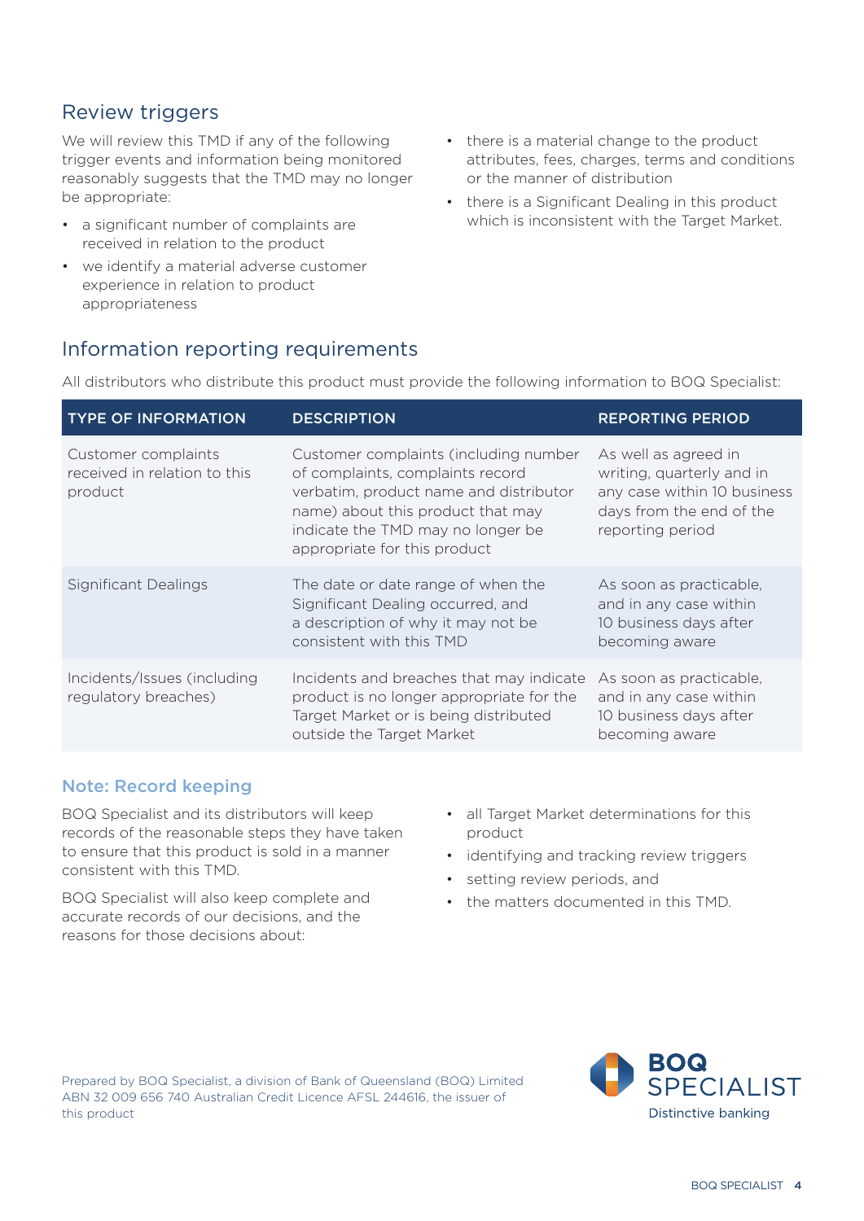## Review triggers

We will review this TMD if any of the following trigger events and information being monitored reasonably suggests that the TMD may no longer be appropriate:

- a significant number of complaints are received in relation to the product
- we identify a material adverse customer experience in relation to product appropriateness
- there is a material change to the product attributes, fees, charges, terms and conditions or the manner of distribution
- there is a Significant Dealing in this product which is inconsistent with the Target Market.

## Information reporting requirements

All distributors who distribute this product must provide the following information to BOQ Specialist:

| TYPE OF INFORMATION | DESCRIPTION | REPORTING PERIOD |
| --- | --- | --- |
| Customer complaints received in relation to this product | Customer complaints (including number of complaints, complaints record verbatim, product name and distributor name) about this product that may indicate the TMD may no longer be appropriate for this product | As well as agreed in writing, quarterly and in any case within 10 business days from the end of the reporting period |
| Significant Dealings | The date or date range of when the Significant Dealing occurred, and a description of why it may not be consistent with this TMD | As soon as practicable, and in any case within 10 business days after becoming aware |
| Incidents/Issues (including regulatory breaches) | Incidents and breaches that may indicate product is no longer appropriate for the Target Market or is being distributed outside the Target Market | As soon as practicable, and in any case within 10 business days after becoming aware |

### Note: Record keeping

BOQ Specialist and its distributors will keep records of the reasonable steps they have taken to ensure that this product is sold in a manner consistent with this TMD.

BOQ Specialist will also keep complete and accurate records of our decisions, and the reasons for those decisions about:

- all Target Market determinations for this product
- identifying and tracking review triggers
- setting review periods, and
- the matters documented in this TMD.

Prepared by BOQ Specialist, a division of Bank of Queensland (BOQ) Limited ABN 32 009 656 740 Australian Credit Licence AFSL 244616, the issuer of this product

BOQ SPECIALIST
Distinctive banking